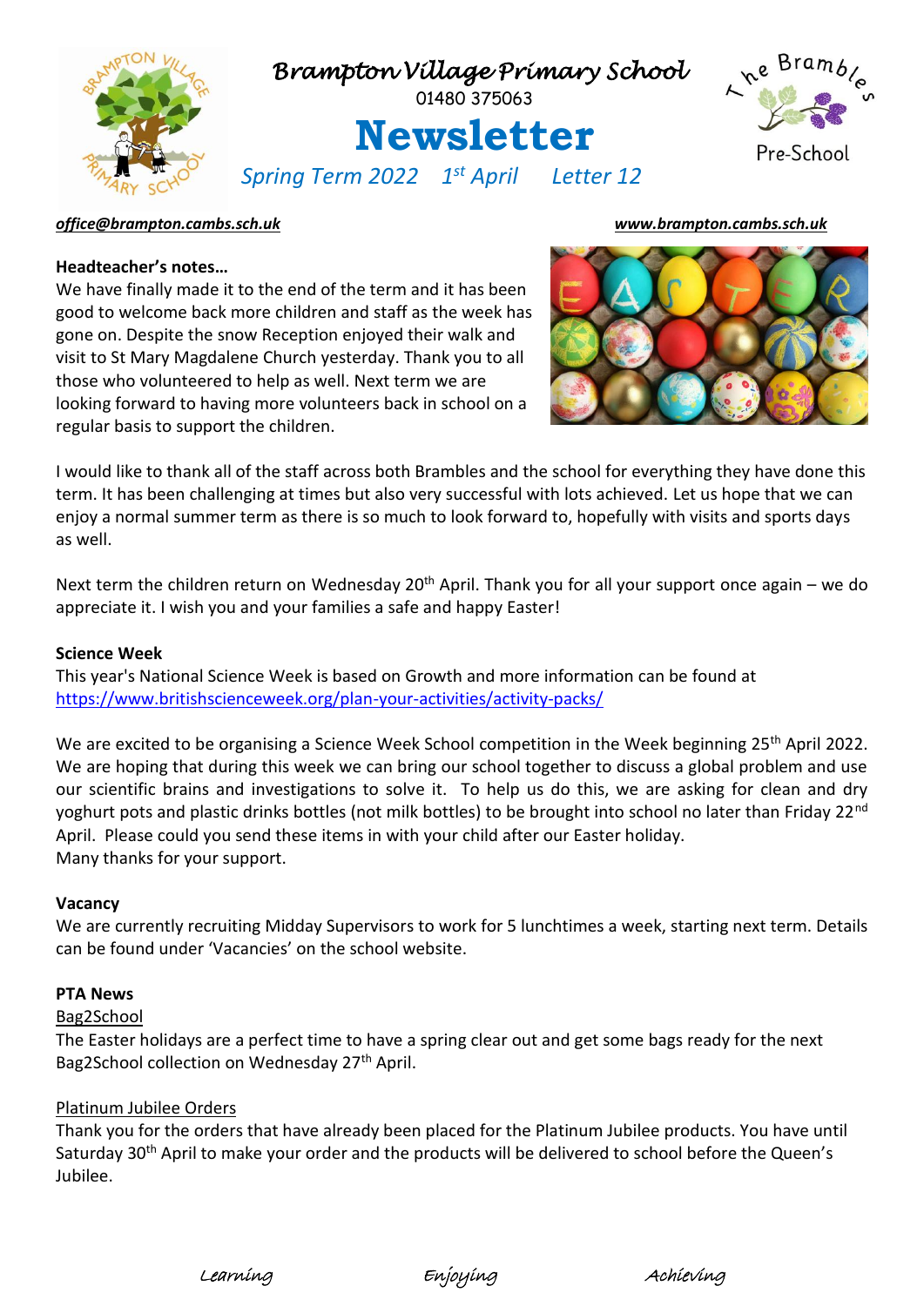# Brampton Village Primary School

01480 375063

# Newsletter

*Spring Term 2022  1st April  Letter 12*

The Brambles Pre-School

***office@brampton.cambs.sch.uk***  ***www.brampton.cambs.sch.uk***

**Headteacher's notes…**

We have finally made it to the end of the term and it has been good to welcome back more children and staff as the week has gone on. Despite the snow Reception enjoyed their walk and visit to St Mary Magdalene Church yesterday. Thank you to all those who volunteered to help as well. Next term we are looking forward to having more volunteers back in school on a regular basis to support the children.

I would like to thank all of the staff across both Brambles and the school for everything they have done this term. It has been challenging at times but also very successful with lots achieved. Let us hope that we can enjoy a normal summer term as there is so much to look forward to, hopefully with visits and sports days as well.

Next term the children return on Wednesday 20th April. Thank you for all your support once again – we do appreciate it. I wish you and your families a safe and happy Easter!

**Science Week**

This year's National Science Week is based on Growth and more information can be found at https://www.britishscienceweek.org/plan-your-activities/activity-packs/

We are excited to be organising a Science Week School competition in the Week beginning 25th April 2022. We are hoping that during this week we can bring our school together to discuss a global problem and use our scientific brains and investigations to solve it. To help us do this, we are asking for clean and dry yoghurt pots and plastic drinks bottles (not milk bottles) to be brought into school no later than Friday 22nd April. Please could you send these items in with your child after our Easter holiday.
Many thanks for your support.

**Vacancy**

We are currently recruiting Midday Supervisors to work for 5 lunchtimes a week, starting next term. Details can be found under 'Vacancies' on the school website.

**PTA News**

Bag2School

The Easter holidays are a perfect time to have a spring clear out and get some bags ready for the next Bag2School collection on Wednesday 27th April.

Platinum Jubilee Orders

Thank you for the orders that have already been placed for the Platinum Jubilee products. You have until Saturday 30th April to make your order and the products will be delivered to school before the Queen's Jubilee.

*Learning  Enjoying  Achieving*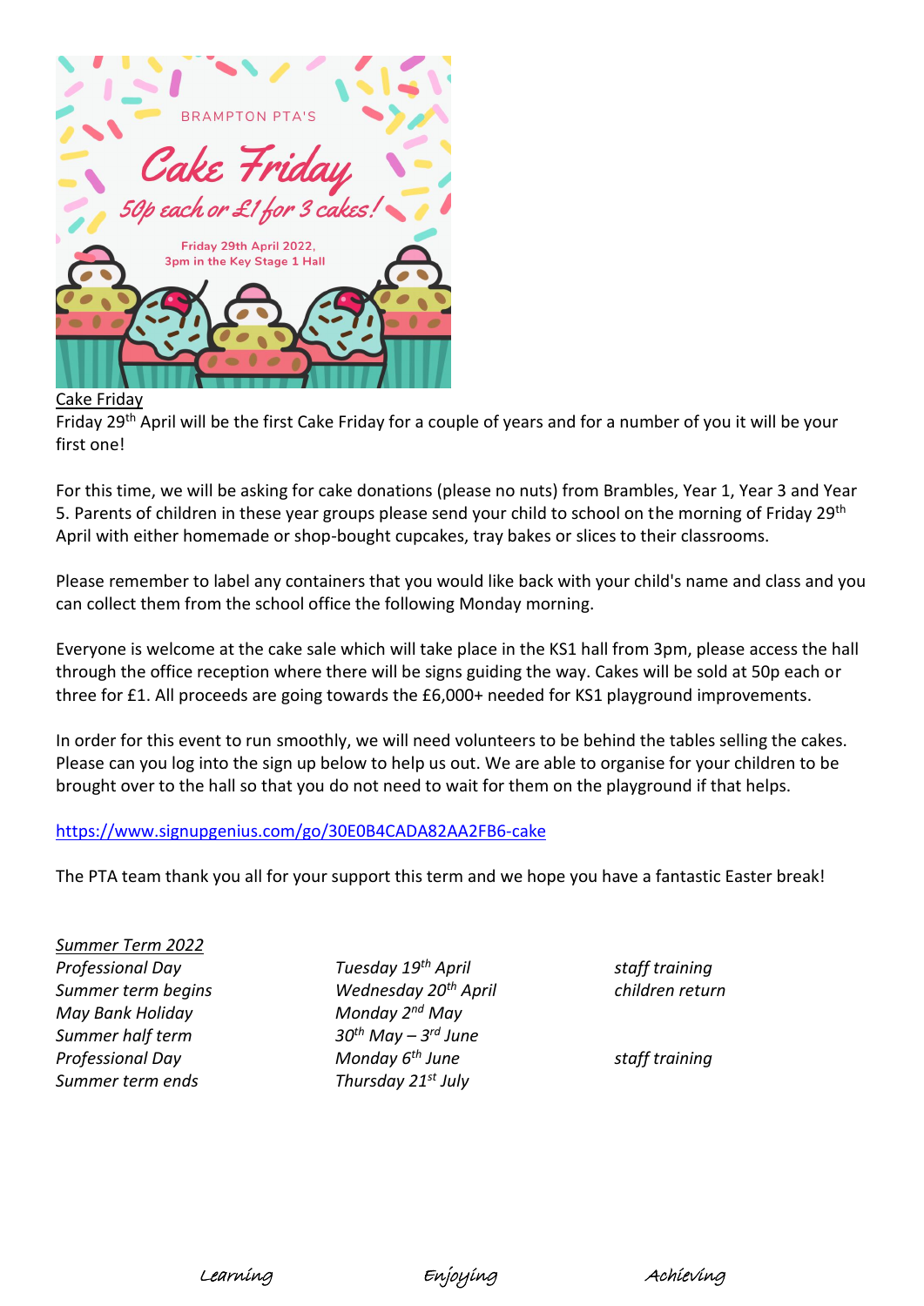BRAMPTON PTA'S

Cake Friday

50p each or £1 for 3 cakes!

Friday 29th April 2022, 3pm in the Key Stage 1 Hall

Cake Friday

Friday 29th April will be the first Cake Friday for a couple of years and for a number of you it will be your first one!

For this time, we will be asking for cake donations (please no nuts) from Brambles, Year 1, Year 3 and Year 5. Parents of children in these year groups please send your child to school on the morning of Friday 29th April with either homemade or shop-bought cupcakes, tray bakes or slices to their classrooms.

Please remember to label any containers that you would like back with your child's name and class and you can collect them from the school office the following Monday morning.

Everyone is welcome at the cake sale which will take place in the KS1 hall from 3pm, please access the hall through the office reception where there will be signs guiding the way. Cakes will be sold at 50p each or three for £1. All proceeds are going towards the £6,000+ needed for KS1 playground improvements.

In order for this event to run smoothly, we will need volunteers to be behind the tables selling the cakes. Please can you log into the sign up below to help us out. We are able to organise for your children to be brought over to the hall so that you do not need to wait for them on the playground if that helps.

https://www.signupgenius.com/go/30E0B4CADA82AA2FB6-cake

The PTA team thank you all for your support this term and we hope you have a fantastic Easter break!

*Summer Term 2022*

| | | |
|---|---|---|
| *Professional Day* | *Tuesday 19th April* | *staff training* |
| *Summer term begins* | *Wednesday 20th April* | *children return* |
| *May Bank Holiday* | *Monday 2nd May* | |
| *Summer half term* | *30th May – 3rd June* | |
| *Professional Day* | *Monday 6th June* | *staff training* |
| *Summer term ends* | *Thursday 21st July* | |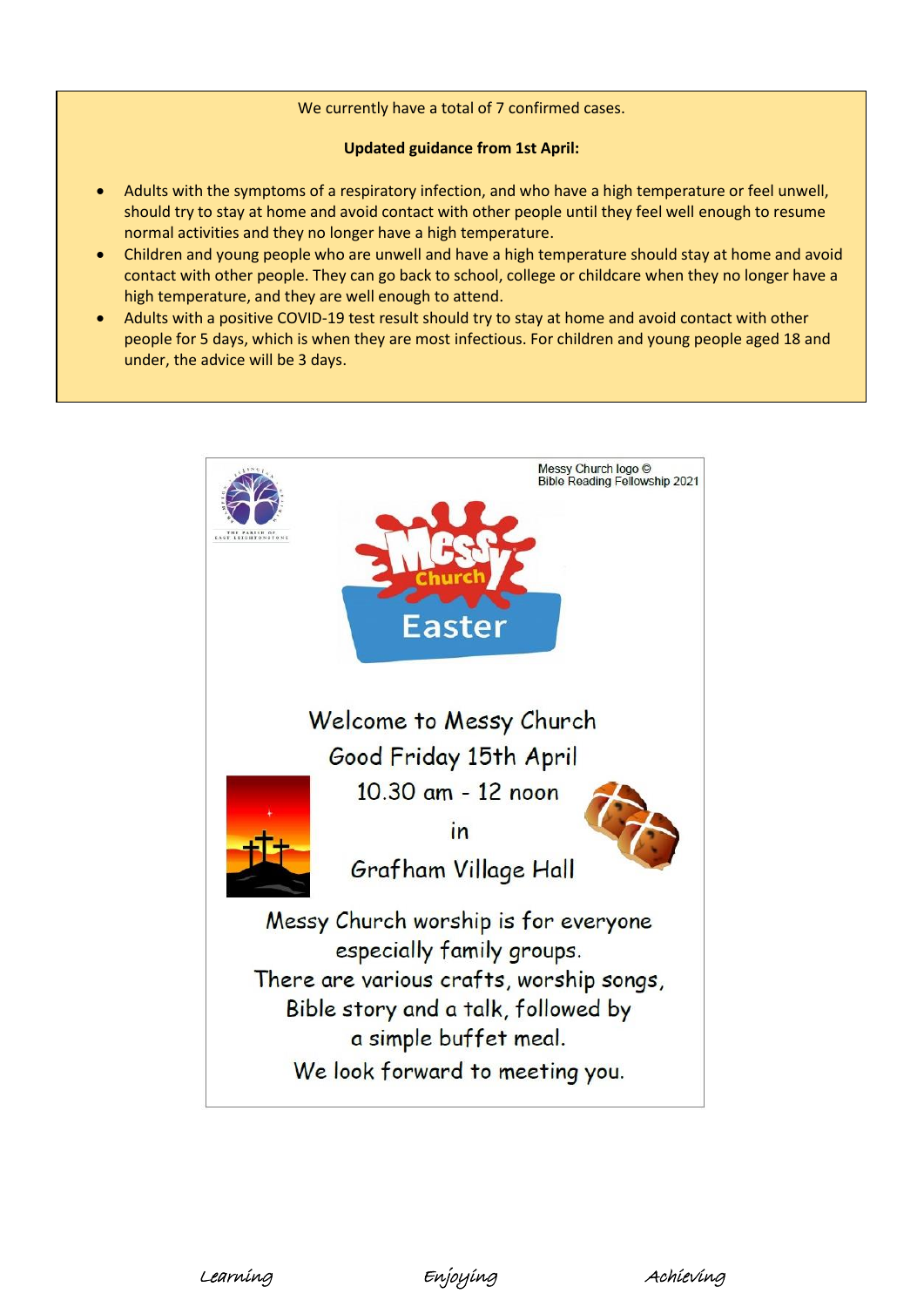We currently have a total of 7 confirmed cases.

**Updated guidance from 1st April:**

- Adults with the symptoms of a respiratory infection, and who have a high temperature or feel unwell, should try to stay at home and avoid contact with other people until they feel well enough to resume normal activities and they no longer have a high temperature.
- Children and young people who are unwell and have a high temperature should stay at home and avoid contact with other people. They can go back to school, college or childcare when they no longer have a high temperature, and they are well enough to attend.
- Adults with a positive COVID-19 test result should try to stay at home and avoid contact with other people for 5 days, which is when they are most infectious. For children and young people aged 18 and under, the advice will be 3 days.

Messy Church logo © Bible Reading Fellowship 2021

Messy Church Easter

Welcome to Messy Church

Good Friday 15th April

10.30 am - 12 noon

in

Grafham Village Hall

Messy Church worship is for everyone especially family groups.

There are various crafts, worship songs, Bible story and a talk, followed by a simple buffet meal.

We look forward to meeting you.

Learning Enjoying Achieving